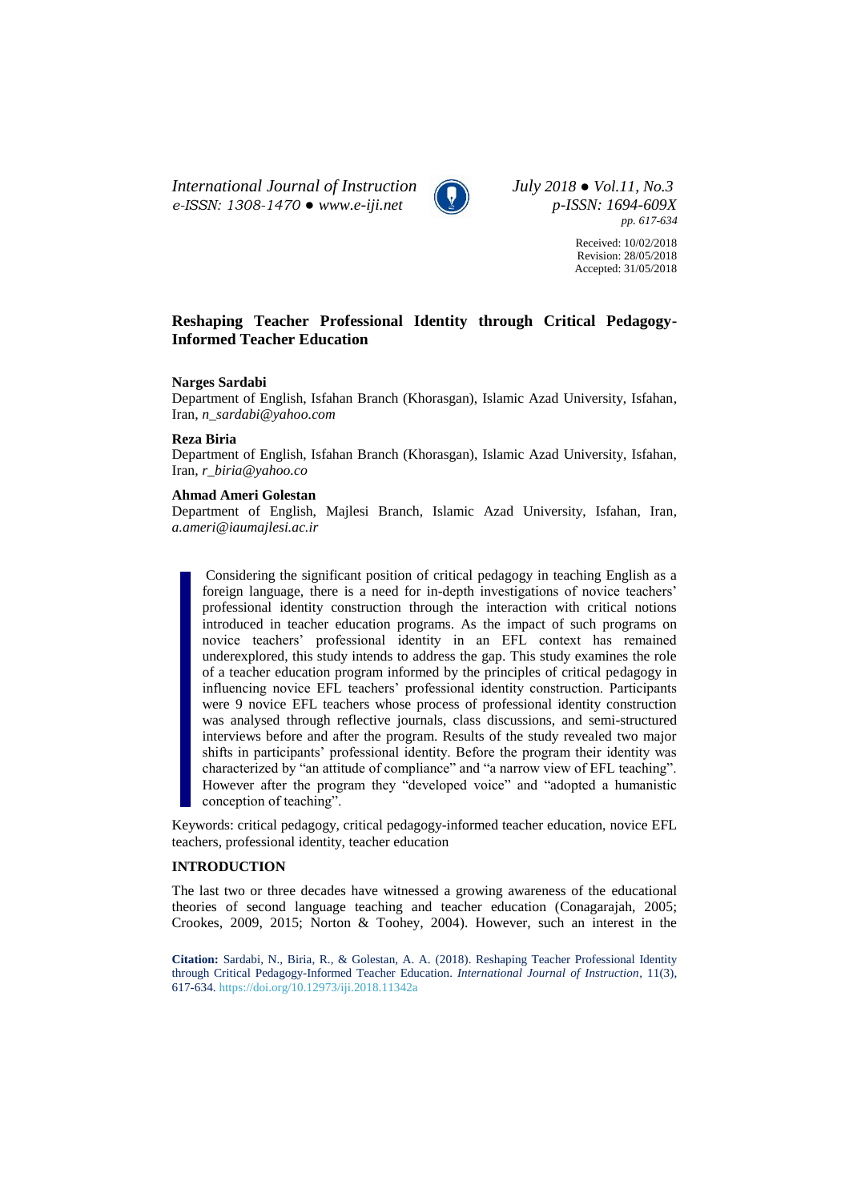# Reshaping Teacher Professional Identity through Critical Pedagogy-Informed Teacher Education

**Narges Sardabi**
Department of English, Isfahan Branch (Khorasgan), Islamic Azad University, Isfahan, Iran, *n_sardabi@yahoo.com*

**Reza Biria**
Department of English, Isfahan Branch (Khorasgan), Islamic Azad University, Isfahan, Iran, *r_biria@yahoo.co*

**Ahmad Ameri Golestan**
Department of English, Majlesi Branch, Islamic Azad University, Isfahan, Iran, *a.ameri@iaumajlesi.ac.ir*

Received: 10/02/2018
Revision: 28/05/2018
Accepted: 31/05/2018

> Considering the significant position of critical pedagogy in teaching English as a foreign language, there is a need for in-depth investigations of novice teachers' professional identity construction through the interaction with critical notions introduced in teacher education programs. As the impact of such programs on novice teachers' professional identity in an EFL context has remained underexplored, this study intends to address the gap. This study examines the role of a teacher education program informed by the principles of critical pedagogy in influencing novice EFL teachers' professional identity construction. Participants were 9 novice EFL teachers whose process of professional identity construction was analysed through reflective journals, class discussions, and semi-structured interviews before and after the program. Results of the study revealed two major shifts in participants' professional identity. Before the program their identity was characterized by "an attitude of compliance" and "a narrow view of EFL teaching". However after the program they "developed voice" and "adopted a humanistic conception of teaching".

Keywords: critical pedagogy, critical pedagogy-informed teacher education, novice EFL teachers, professional identity, teacher education

## INTRODUCTION

The last two or three decades have witnessed a growing awareness of the educational theories of second language teaching and teacher education (Conagarajah, 2005; Crookes, 2009, 2015; Norton & Toohey, 2004). However, such an interest in the

**Citation:** Sardabi, N., Biria, R., & Golestan, A. A. (2018). Reshaping Teacher Professional Identity through Critical Pedagogy-Informed Teacher Education. *International Journal of Instruction*, 11(3), 617-634. https://doi.org/10.12973/iji.2018.11342a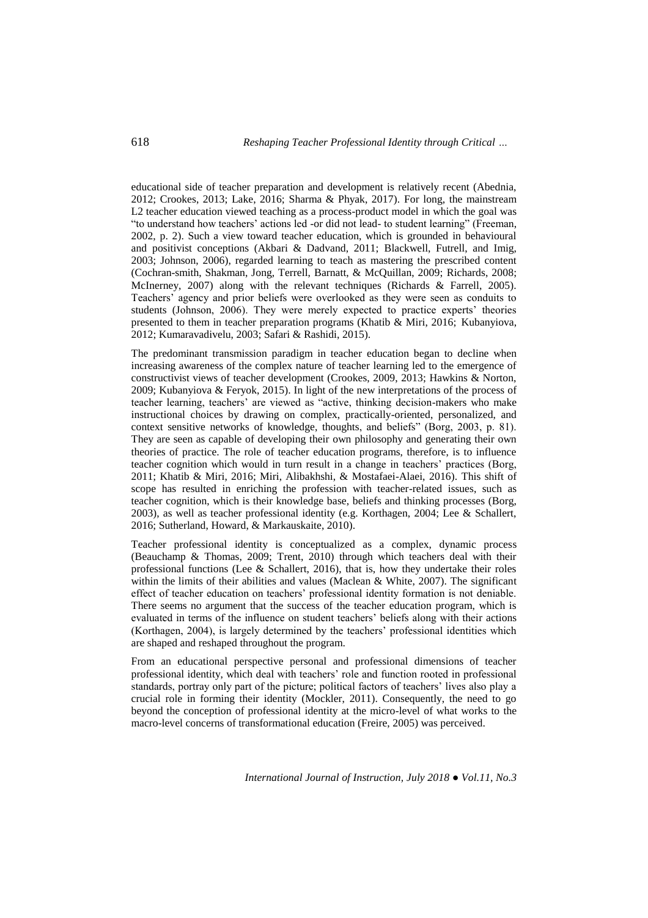educational side of teacher preparation and development is relatively recent (Abednia, 2012; Crookes, 2013; Lake, 2016; Sharma & Phyak, 2017). For long, the mainstream L2 teacher education viewed teaching as a process-product model in which the goal was "to understand how teachers' actions led -or did not lead- to student learning" (Freeman, 2002, p. 2). Such a view toward teacher education, which is grounded in behavioural and positivist conceptions (Akbari & Dadvand, 2011; Blackwell, Futrell, and Imig, 2003; Johnson, 2006), regarded learning to teach as mastering the prescribed content (Cochran-smith, Shakman, Jong, Terrell, Barnatt, & McQuillan, 2009; Richards, 2008; McInerney, 2007) along with the relevant techniques (Richards & Farrell, 2005). Teachers' agency and prior beliefs were overlooked as they were seen as conduits to students (Johnson, 2006). They were merely expected to practice experts' theories presented to them in teacher preparation programs (Khatib & Miri, 2016; Kubanyiova, 2012; Kumaravadivelu, 2003; Safari & Rashidi, 2015).

The predominant transmission paradigm in teacher education began to decline when increasing awareness of the complex nature of teacher learning led to the emergence of constructivist views of teacher development (Crookes, 2009, 2013; Hawkins & Norton, 2009; Kubanyiova & Feryok, 2015). In light of the new interpretations of the process of teacher learning, teachers' are viewed as "active, thinking decision-makers who make instructional choices by drawing on complex, practically-oriented, personalized, and context sensitive networks of knowledge, thoughts, and beliefs" (Borg, 2003, p. 81). They are seen as capable of developing their own philosophy and generating their own theories of practice. The role of teacher education programs, therefore, is to influence teacher cognition which would in turn result in a change in teachers' practices (Borg, 2011; Khatib & Miri, 2016; Miri, Alibakhshi, & Mostafaei-Alaei, 2016). This shift of scope has resulted in enriching the profession with teacher-related issues, such as teacher cognition, which is their knowledge base, beliefs and thinking processes (Borg, 2003), as well as teacher professional identity (e.g. Korthagen, 2004; Lee & Schallert, 2016; Sutherland, Howard, & Markauskaite, 2010).

Teacher professional identity is conceptualized as a complex, dynamic process (Beauchamp & Thomas, 2009; Trent, 2010) through which teachers deal with their professional functions (Lee & Schallert, 2016), that is, how they undertake their roles within the limits of their abilities and values (Maclean & White, 2007). The significant effect of teacher education on teachers' professional identity formation is not deniable. There seems no argument that the success of the teacher education program, which is evaluated in terms of the influence on student teachers' beliefs along with their actions (Korthagen, 2004), is largely determined by the teachers' professional identities which are shaped and reshaped throughout the program.

From an educational perspective personal and professional dimensions of teacher professional identity, which deal with teachers' role and function rooted in professional standards, portray only part of the picture; political factors of teachers' lives also play a crucial role in forming their identity (Mockler, 2011). Consequently, the need to go beyond the conception of professional identity at the micro-level of what works to the macro-level concerns of transformational education (Freire, 2005) was perceived.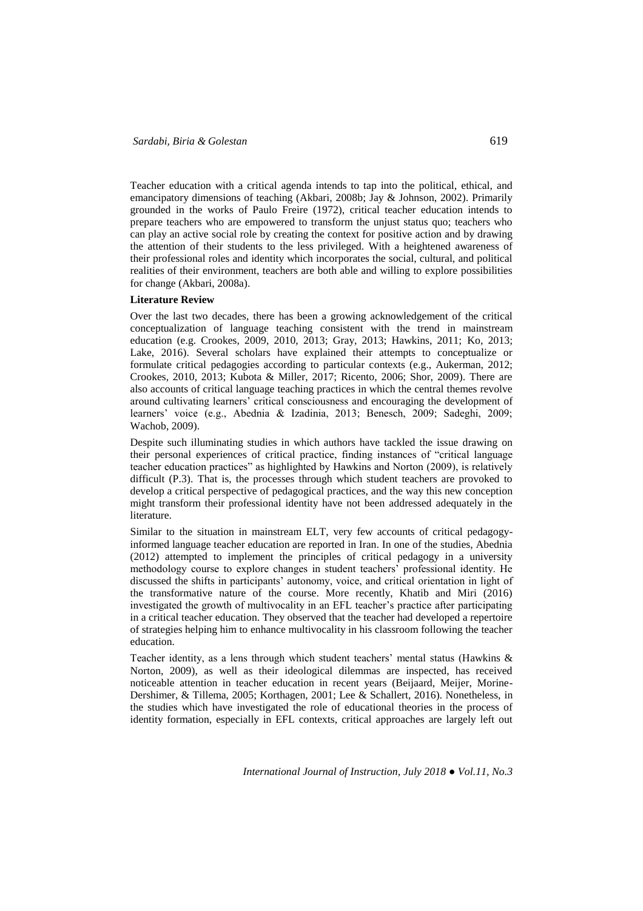Teacher education with a critical agenda intends to tap into the political, ethical, and emancipatory dimensions of teaching (Akbari, 2008b; Jay & Johnson, 2002). Primarily grounded in the works of Paulo Freire (1972), critical teacher education intends to prepare teachers who are empowered to transform the unjust status quo; teachers who can play an active social role by creating the context for positive action and by drawing the attention of their students to the less privileged. With a heightened awareness of their professional roles and identity which incorporates the social, cultural, and political realities of their environment, teachers are both able and willing to explore possibilities for change (Akbari, 2008a).

**Literature Review**

Over the last two decades, there has been a growing acknowledgement of the critical conceptualization of language teaching consistent with the trend in mainstream education (e.g. Crookes, 2009, 2010, 2013; Gray, 2013; Hawkins, 2011; Ko, 2013; Lake, 2016). Several scholars have explained their attempts to conceptualize or formulate critical pedagogies according to particular contexts (e.g., Aukerman, 2012; Crookes, 2010, 2013; Kubota & Miller, 2017; Ricento, 2006; Shor, 2009). There are also accounts of critical language teaching practices in which the central themes revolve around cultivating learners' critical consciousness and encouraging the development of learners' voice (e.g., Abednia & Izadinia, 2013; Benesch, 2009; Sadeghi, 2009; Wachob, 2009).

Despite such illuminating studies in which authors have tackled the issue drawing on their personal experiences of critical practice, finding instances of "critical language teacher education practices" as highlighted by Hawkins and Norton (2009), is relatively difficult (P.3). That is, the processes through which student teachers are provoked to develop a critical perspective of pedagogical practices, and the way this new conception might transform their professional identity have not been addressed adequately in the literature.

Similar to the situation in mainstream ELT, very few accounts of critical pedagogy-informed language teacher education are reported in Iran. In one of the studies, Abednia (2012) attempted to implement the principles of critical pedagogy in a university methodology course to explore changes in student teachers' professional identity. He discussed the shifts in participants' autonomy, voice, and critical orientation in light of the transformative nature of the course. More recently, Khatib and Miri (2016) investigated the growth of multivocality in an EFL teacher's practice after participating in a critical teacher education. They observed that the teacher had developed a repertoire of strategies helping him to enhance multivocality in his classroom following the teacher education.

Teacher identity, as a lens through which student teachers' mental status (Hawkins & Norton, 2009), as well as their ideological dilemmas are inspected, has received noticeable attention in teacher education in recent years (Beijaard, Meijer, Morine-Dershimer, & Tillema, 2005; Korthagen, 2001; Lee & Schallert, 2016). Nonetheless, in the studies which have investigated the role of educational theories in the process of identity formation, especially in EFL contexts, critical approaches are largely left out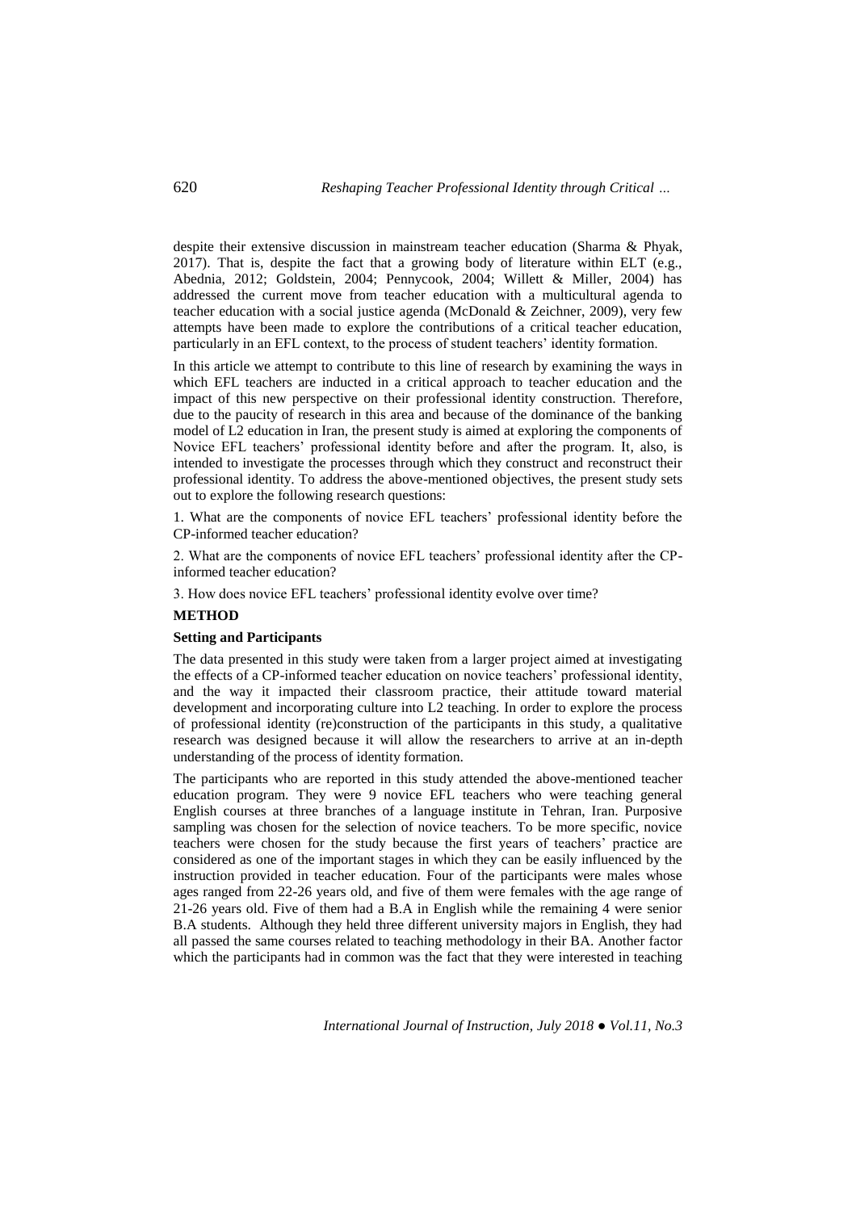despite their extensive discussion in mainstream teacher education (Sharma & Phyak, 2017). That is, despite the fact that a growing body of literature within ELT (e.g., Abednia, 2012; Goldstein, 2004; Pennycook, 2004; Willett & Miller, 2004) has addressed the current move from teacher education with a multicultural agenda to teacher education with a social justice agenda (McDonald & Zeichner, 2009), very few attempts have been made to explore the contributions of a critical teacher education, particularly in an EFL context, to the process of student teachers' identity formation.

In this article we attempt to contribute to this line of research by examining the ways in which EFL teachers are inducted in a critical approach to teacher education and the impact of this new perspective on their professional identity construction. Therefore, due to the paucity of research in this area and because of the dominance of the banking model of L2 education in Iran, the present study is aimed at exploring the components of Novice EFL teachers' professional identity before and after the program. It, also, is intended to investigate the processes through which they construct and reconstruct their professional identity. To address the above-mentioned objectives, the present study sets out to explore the following research questions:

1. What are the components of novice EFL teachers' professional identity before the CP-informed teacher education?

2. What are the components of novice EFL teachers' professional identity after the CP-informed teacher education?

3. How does novice EFL teachers' professional identity evolve over time?

## METHOD

### Setting and Participants

The data presented in this study were taken from a larger project aimed at investigating the effects of a CP-informed teacher education on novice teachers' professional identity, and the way it impacted their classroom practice, their attitude toward material development and incorporating culture into L2 teaching. In order to explore the process of professional identity (re)construction of the participants in this study, a qualitative research was designed because it will allow the researchers to arrive at an in-depth understanding of the process of identity formation.

The participants who are reported in this study attended the above-mentioned teacher education program. They were 9 novice EFL teachers who were teaching general English courses at three branches of a language institute in Tehran, Iran. Purposive sampling was chosen for the selection of novice teachers. To be more specific, novice teachers were chosen for the study because the first years of teachers' practice are considered as one of the important stages in which they can be easily influenced by the instruction provided in teacher education. Four of the participants were males whose ages ranged from 22-26 years old, and five of them were females with the age range of 21-26 years old. Five of them had a B.A in English while the remaining 4 were senior B.A students. Although they held three different university majors in English, they had all passed the same courses related to teaching methodology in their BA. Another factor which the participants had in common was the fact that they were interested in teaching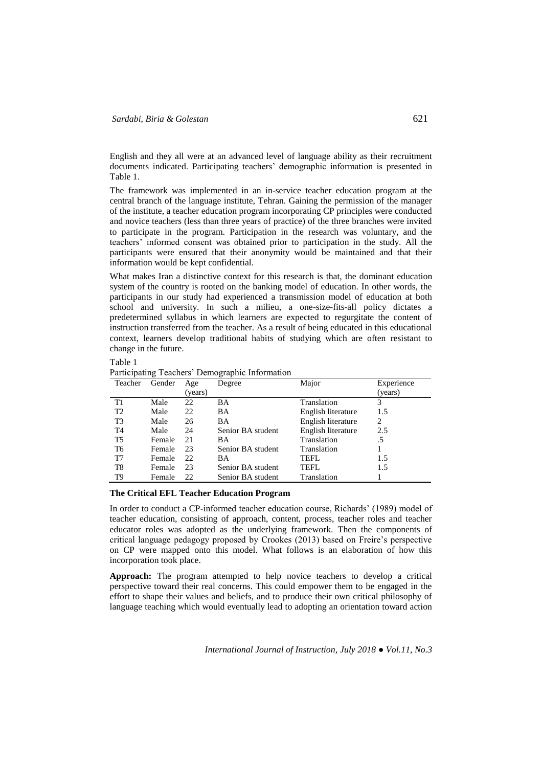English and they all were at an advanced level of language ability as their recruitment documents indicated. Participating teachers' demographic information is presented in Table 1.

The framework was implemented in an in-service teacher education program at the central branch of the language institute, Tehran. Gaining the permission of the manager of the institute, a teacher education program incorporating CP principles were conducted and novice teachers (less than three years of practice) of the three branches were invited to participate in the program. Participation in the research was voluntary, and the teachers' informed consent was obtained prior to participation in the study. All the participants were ensured that their anonymity would be maintained and that their information would be kept confidential.

What makes Iran a distinctive context for this research is that, the dominant education system of the country is rooted on the banking model of education. In other words, the participants in our study had experienced a transmission model of education at both school and university. In such a milieu, a one-size-fits-all policy dictates a predetermined syllabus in which learners are expected to regurgitate the content of instruction transferred from the teacher. As a result of being educated in this educational context, learners develop traditional habits of studying which are often resistant to change in the future.

Table 1
Participating Teachers' Demographic Information

| Teacher | Gender | Age (years) | Degree | Major | Experience (years) |
|---|---|---|---|---|---|
| T1 | Male | 22 | BA | Translation | 3 |
| T2 | Male | 22 | BA | English literature | 1.5 |
| T3 | Male | 26 | BA | English literature | 2 |
| T4 | Male | 24 | Senior BA student | English literature | 2.5 |
| T5 | Female | 21 | BA | Translation | .5 |
| T6 | Female | 23 | Senior BA student | Translation | 1 |
| T7 | Female | 22 | BA | TEFL | 1.5 |
| T8 | Female | 23 | Senior BA student | TEFL | 1.5 |
| T9 | Female | 22 | Senior BA student | Translation | 1 |

### The Critical EFL Teacher Education Program

In order to conduct a CP-informed teacher education course, Richards' (1989) model of teacher education, consisting of approach, content, process, teacher roles and teacher educator roles was adopted as the underlying framework. Then the components of critical language pedagogy proposed by Crookes (2013) based on Freire's perspective on CP were mapped onto this model. What follows is an elaboration of how this incorporation took place.

**Approach:** The program attempted to help novice teachers to develop a critical perspective toward their real concerns. This could empower them to be engaged in the effort to shape their values and beliefs, and to produce their own critical philosophy of language teaching which would eventually lead to adopting an orientation toward action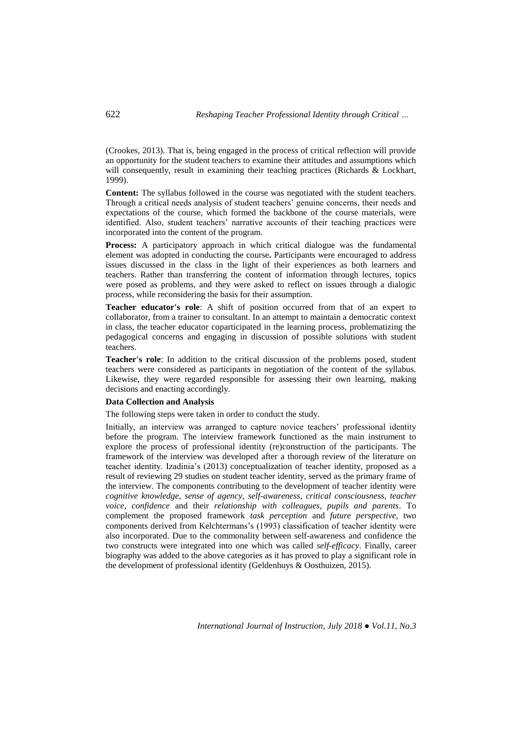(Crookes, 2013). That is, being engaged in the process of critical reflection will provide an opportunity for the student teachers to examine their attitudes and assumptions which will consequently, result in examining their teaching practices (Richards & Lockhart, 1999).

**Content:** The syllabus followed in the course was negotiated with the student teachers. Through a critical needs analysis of student teachers' genuine concerns, their needs and expectations of the course, which formed the backbone of the course materials, were identified. Also, student teachers' narrative accounts of their teaching practices were incorporated into the content of the program.

**Process:** A participatory approach in which critical dialogue was the fundamental element was adopted in conducting the course**.** Participants were encouraged to address issues discussed in the class in the light of their experiences as both learners and teachers. Rather than transferring the content of information through lectures, topics were posed as problems, and they were asked to reflect on issues through a dialogic process, while reconsidering the basis for their assumption.

**Teacher educator's role**: A shift of position occurred from that of an expert to collaborator, from a trainer to consultant. In an attempt to maintain a democratic context in class, the teacher educator coparticipated in the learning process, problematizing the pedagogical concerns and engaging in discussion of possible solutions with student teachers.

**Teacher's role**: In addition to the critical discussion of the problems posed, student teachers were considered as participants in negotiation of the content of the syllabus. Likewise, they were regarded responsible for assessing their own learning, making decisions and enacting accordingly.

**Data Collection and Analysis**

The following steps were taken in order to conduct the study.

Initially, an interview was arranged to capture novice teachers' professional identity before the program. The interview framework functioned as the main instrument to explore the process of professional identity (re)construction of the participants. The framework of the interview was developed after a thorough review of the literature on teacher identity. Izadinia's (2013) conceptualization of teacher identity, proposed as a result of reviewing 29 studies on student teacher identity, served as the primary frame of the interview. The components contributing to the development of teacher identity were *cognitive knowledge*, *sense of agency*, *self-awareness*, *critical consciousness*, *teacher voice*, *confidence* and their *relationship with colleagues, pupils and parents*. To complement the proposed framework *task perception* and *future perspective*, two components derived from Kelchtermans's (1993) classification of teacher identity were also incorporated. Due to the commonality between self-awareness and confidence the two constructs were integrated into one which was called *self-efficacy*. Finally, career biography was added to the above categories as it has proved to play a significant role in the development of professional identity (Geldenhuys & Oosthuizen, 2015).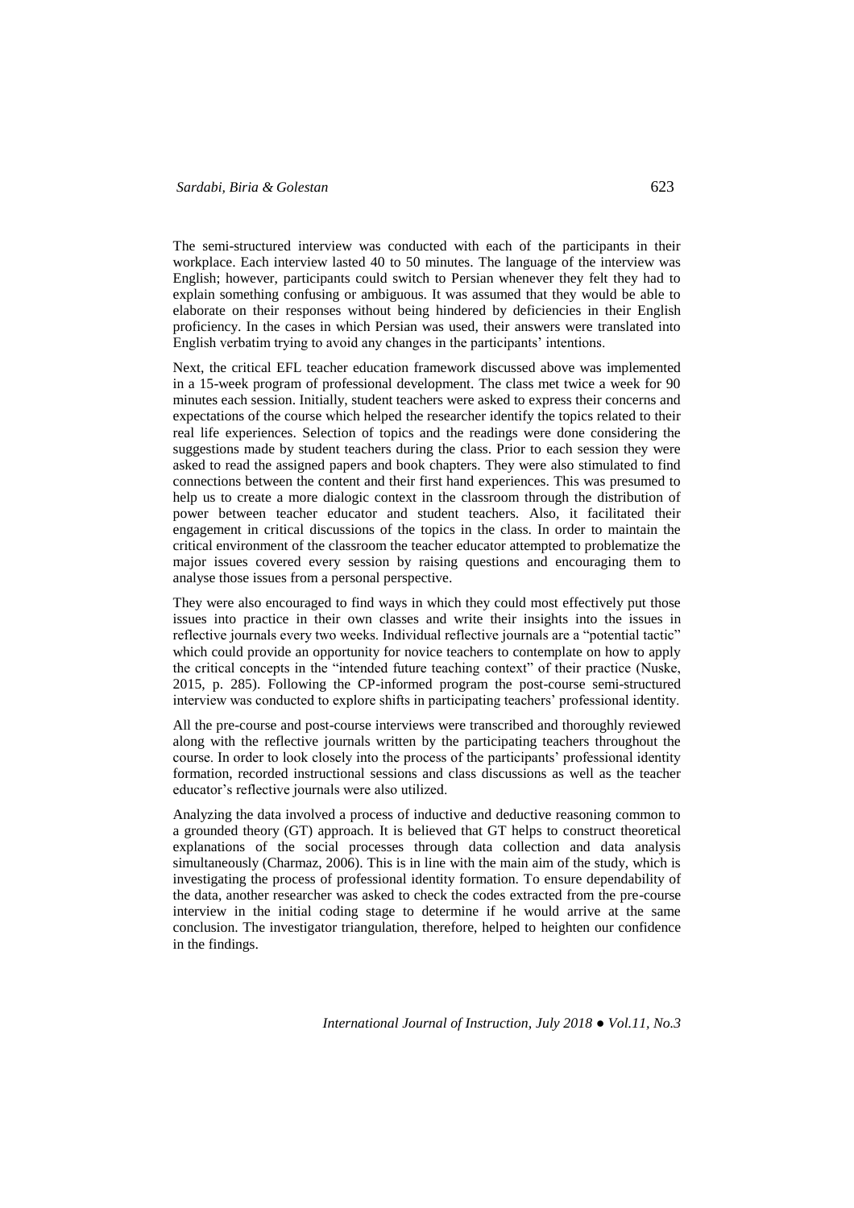The semi-structured interview was conducted with each of the participants in their workplace. Each interview lasted 40 to 50 minutes. The language of the interview was English; however, participants could switch to Persian whenever they felt they had to explain something confusing or ambiguous. It was assumed that they would be able to elaborate on their responses without being hindered by deficiencies in their English proficiency. In the cases in which Persian was used, their answers were translated into English verbatim trying to avoid any changes in the participants' intentions.

Next, the critical EFL teacher education framework discussed above was implemented in a 15-week program of professional development. The class met twice a week for 90 minutes each session. Initially, student teachers were asked to express their concerns and expectations of the course which helped the researcher identify the topics related to their real life experiences. Selection of topics and the readings were done considering the suggestions made by student teachers during the class. Prior to each session they were asked to read the assigned papers and book chapters. They were also stimulated to find connections between the content and their first hand experiences. This was presumed to help us to create a more dialogic context in the classroom through the distribution of power between teacher educator and student teachers. Also, it facilitated their engagement in critical discussions of the topics in the class. In order to maintain the critical environment of the classroom the teacher educator attempted to problematize the major issues covered every session by raising questions and encouraging them to analyse those issues from a personal perspective.

They were also encouraged to find ways in which they could most effectively put those issues into practice in their own classes and write their insights into the issues in reflective journals every two weeks. Individual reflective journals are a "potential tactic" which could provide an opportunity for novice teachers to contemplate on how to apply the critical concepts in the "intended future teaching context" of their practice (Nuske, 2015, p. 285). Following the CP-informed program the post-course semi-structured interview was conducted to explore shifts in participating teachers' professional identity.

All the pre-course and post-course interviews were transcribed and thoroughly reviewed along with the reflective journals written by the participating teachers throughout the course. In order to look closely into the process of the participants' professional identity formation, recorded instructional sessions and class discussions as well as the teacher educator's reflective journals were also utilized.

Analyzing the data involved a process of inductive and deductive reasoning common to a grounded theory (GT) approach. It is believed that GT helps to construct theoretical explanations of the social processes through data collection and data analysis simultaneously (Charmaz, 2006). This is in line with the main aim of the study, which is investigating the process of professional identity formation. To ensure dependability of the data, another researcher was asked to check the codes extracted from the pre-course interview in the initial coding stage to determine if he would arrive at the same conclusion. The investigator triangulation, therefore, helped to heighten our confidence in the findings.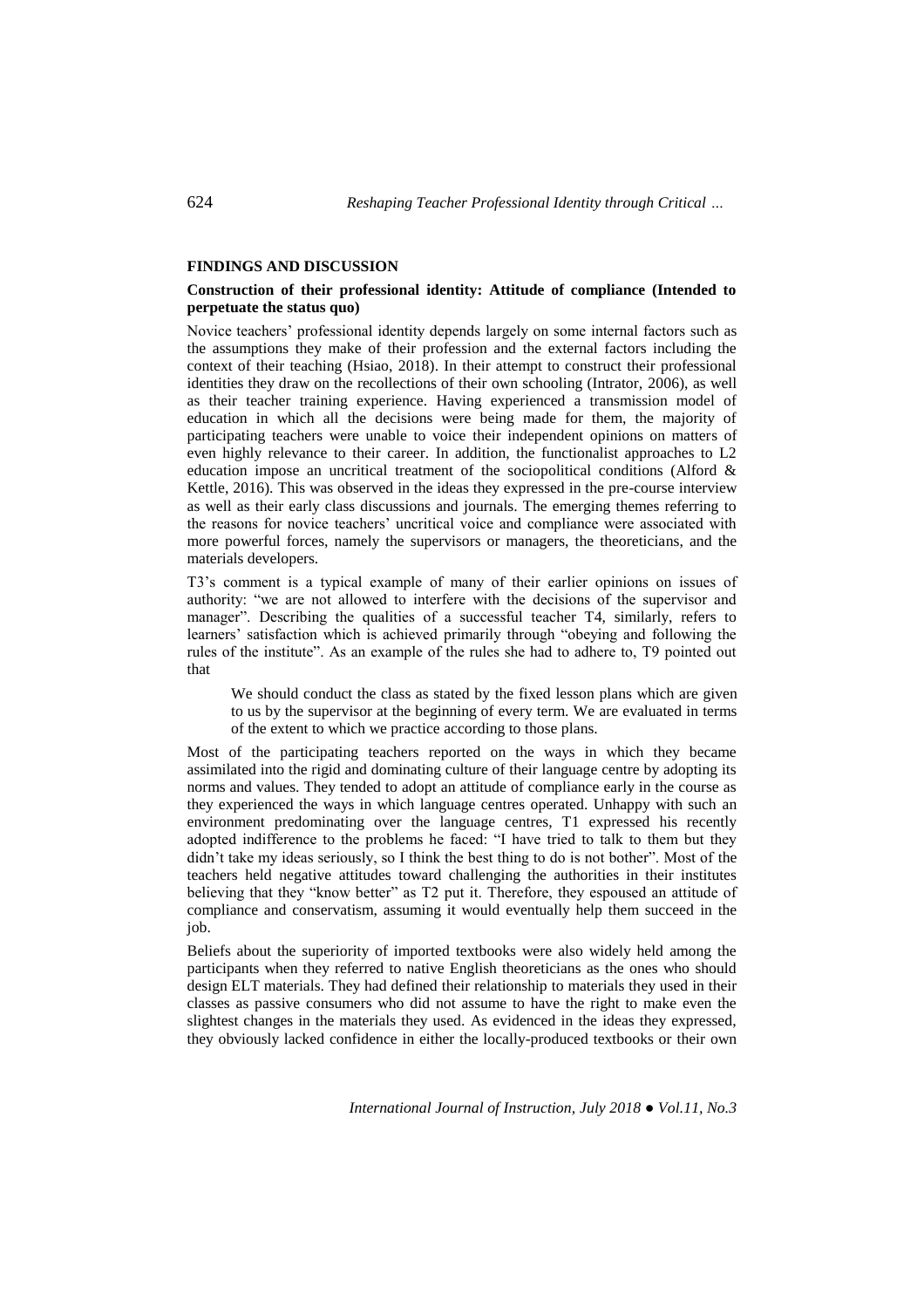## FINDINGS AND DISCUSSION

### Construction of their professional identity: Attitude of compliance (Intended to perpetuate the status quo)

Novice teachers' professional identity depends largely on some internal factors such as the assumptions they make of their profession and the external factors including the context of their teaching (Hsiao, 2018). In their attempt to construct their professional identities they draw on the recollections of their own schooling (Intrator, 2006), as well as their teacher training experience. Having experienced a transmission model of education in which all the decisions were being made for them, the majority of participating teachers were unable to voice their independent opinions on matters of even highly relevance to their career. In addition, the functionalist approaches to L2 education impose an uncritical treatment of the sociopolitical conditions (Alford & Kettle, 2016). This was observed in the ideas they expressed in the pre-course interview as well as their early class discussions and journals. The emerging themes referring to the reasons for novice teachers' uncritical voice and compliance were associated with more powerful forces, namely the supervisors or managers, the theoreticians, and the materials developers.

T3's comment is a typical example of many of their earlier opinions on issues of authority: "we are not allowed to interfere with the decisions of the supervisor and manager". Describing the qualities of a successful teacher T4, similarly, refers to learners' satisfaction which is achieved primarily through "obeying and following the rules of the institute". As an example of the rules she had to adhere to, T9 pointed out that

> We should conduct the class as stated by the fixed lesson plans which are given to us by the supervisor at the beginning of every term. We are evaluated in terms of the extent to which we practice according to those plans.

Most of the participating teachers reported on the ways in which they became assimilated into the rigid and dominating culture of their language centre by adopting its norms and values. They tended to adopt an attitude of compliance early in the course as they experienced the ways in which language centres operated. Unhappy with such an environment predominating over the language centres, T1 expressed his recently adopted indifference to the problems he faced: "I have tried to talk to them but they didn't take my ideas seriously, so I think the best thing to do is not bother". Most of the teachers held negative attitudes toward challenging the authorities in their institutes believing that they "know better" as T2 put it. Therefore, they espoused an attitude of compliance and conservatism, assuming it would eventually help them succeed in the job.

Beliefs about the superiority of imported textbooks were also widely held among the participants when they referred to native English theoreticians as the ones who should design ELT materials. They had defined their relationship to materials they used in their classes as passive consumers who did not assume to have the right to make even the slightest changes in the materials they used. As evidenced in the ideas they expressed, they obviously lacked confidence in either the locally-produced textbooks or their own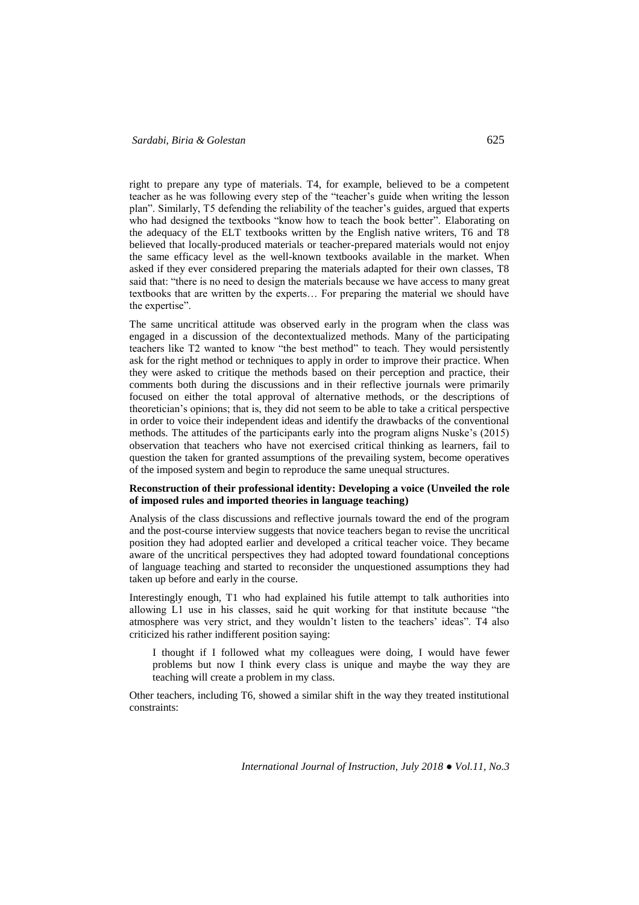right to prepare any type of materials. T4, for example, believed to be a competent teacher as he was following every step of the "teacher's guide when writing the lesson plan". Similarly, T5 defending the reliability of the teacher's guides, argued that experts who had designed the textbooks "know how to teach the book better". Elaborating on the adequacy of the ELT textbooks written by the English native writers, T6 and T8 believed that locally-produced materials or teacher-prepared materials would not enjoy the same efficacy level as the well-known textbooks available in the market. When asked if they ever considered preparing the materials adapted for their own classes, T8 said that: "there is no need to design the materials because we have access to many great textbooks that are written by the experts… For preparing the material we should have the expertise".

The same uncritical attitude was observed early in the program when the class was engaged in a discussion of the decontextualized methods. Many of the participating teachers like T2 wanted to know "the best method" to teach. They would persistently ask for the right method or techniques to apply in order to improve their practice. When they were asked to critique the methods based on their perception and practice, their comments both during the discussions and in their reflective journals were primarily focused on either the total approval of alternative methods, or the descriptions of theoretician's opinions; that is, they did not seem to be able to take a critical perspective in order to voice their independent ideas and identify the drawbacks of the conventional methods. The attitudes of the participants early into the program aligns Nuske's (2015) observation that teachers who have not exercised critical thinking as learners, fail to question the taken for granted assumptions of the prevailing system, become operatives of the imposed system and begin to reproduce the same unequal structures.

**Reconstruction of their professional identity: Developing a voice (Unveiled the role of imposed rules and imported theories in language teaching)**

Analysis of the class discussions and reflective journals toward the end of the program and the post-course interview suggests that novice teachers began to revise the uncritical position they had adopted earlier and developed a critical teacher voice. They became aware of the uncritical perspectives they had adopted toward foundational conceptions of language teaching and started to reconsider the unquestioned assumptions they had taken up before and early in the course.

Interestingly enough, T1 who had explained his futile attempt to talk authorities into allowing L1 use in his classes, said he quit working for that institute because "the atmosphere was very strict, and they wouldn't listen to the teachers' ideas". T4 also criticized his rather indifferent position saying:

> I thought if I followed what my colleagues were doing, I would have fewer problems but now I think every class is unique and maybe the way they are teaching will create a problem in my class.

Other teachers, including T6, showed a similar shift in the way they treated institutional constraints: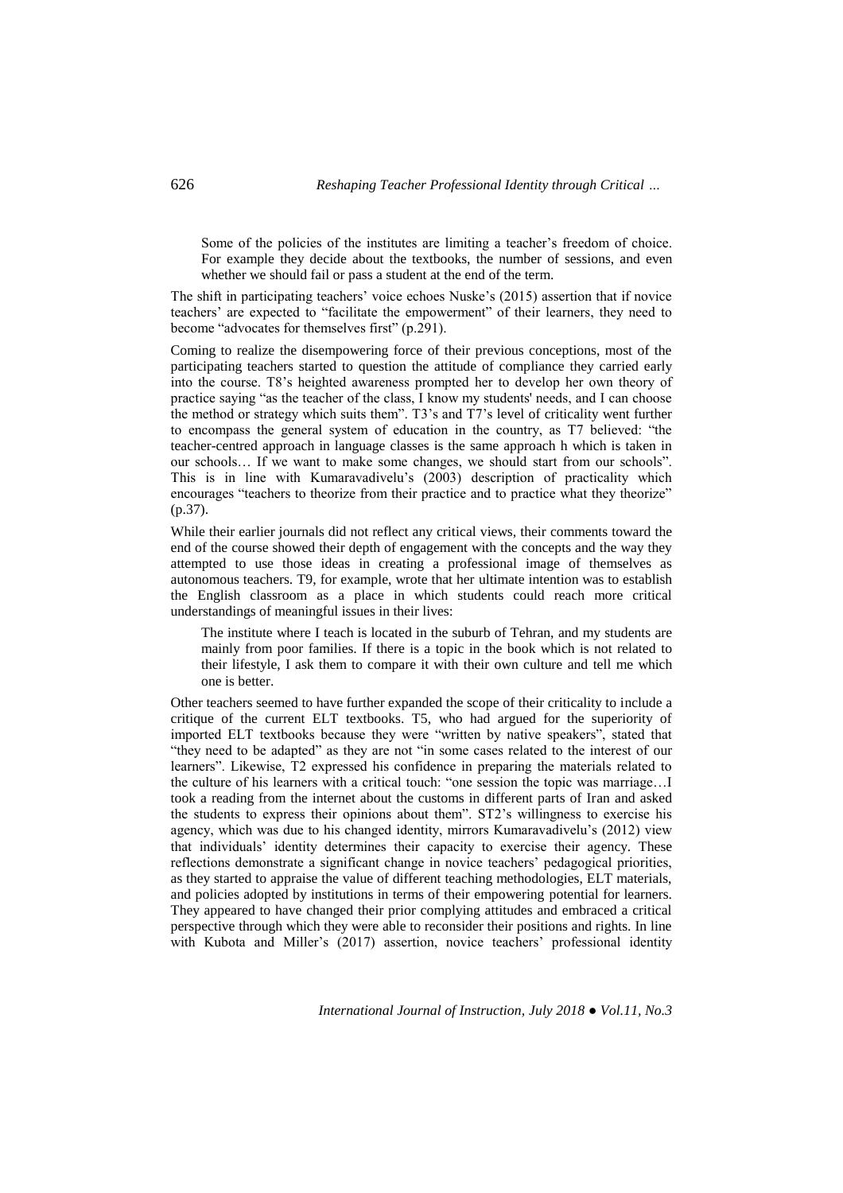> Some of the policies of the institutes are limiting a teacher's freedom of choice. For example they decide about the textbooks, the number of sessions, and even whether we should fail or pass a student at the end of the term.

The shift in participating teachers' voice echoes Nuske's (2015) assertion that if novice teachers' are expected to "facilitate the empowerment" of their learners, they need to become "advocates for themselves first" (p.291).

Coming to realize the disempowering force of their previous conceptions, most of the participating teachers started to question the attitude of compliance they carried early into the course. T8's heighted awareness prompted her to develop her own theory of practice saying "as the teacher of the class, I know my students' needs, and I can choose the method or strategy which suits them". T3's and T7's level of criticality went further to encompass the general system of education in the country, as T7 believed: "the teacher-centred approach in language classes is the same approach h which is taken in our schools… If we want to make some changes, we should start from our schools". This is in line with Kumaravadivelu's (2003) description of practicality which encourages "teachers to theorize from their practice and to practice what they theorize" (p.37).

While their earlier journals did not reflect any critical views, their comments toward the end of the course showed their depth of engagement with the concepts and the way they attempted to use those ideas in creating a professional image of themselves as autonomous teachers. T9, for example, wrote that her ultimate intention was to establish the English classroom as a place in which students could reach more critical understandings of meaningful issues in their lives:

> The institute where I teach is located in the suburb of Tehran, and my students are mainly from poor families. If there is a topic in the book which is not related to their lifestyle, I ask them to compare it with their own culture and tell me which one is better.

Other teachers seemed to have further expanded the scope of their criticality to include a critique of the current ELT textbooks. T5, who had argued for the superiority of imported ELT textbooks because they were "written by native speakers", stated that "they need to be adapted" as they are not "in some cases related to the interest of our learners". Likewise, T2 expressed his confidence in preparing the materials related to the culture of his learners with a critical touch: "one session the topic was marriage…I took a reading from the internet about the customs in different parts of Iran and asked the students to express their opinions about them". ST2's willingness to exercise his agency, which was due to his changed identity, mirrors Kumaravadivelu's (2012) view that individuals' identity determines their capacity to exercise their agency. These reflections demonstrate a significant change in novice teachers' pedagogical priorities, as they started to appraise the value of different teaching methodologies, ELT materials, and policies adopted by institutions in terms of their empowering potential for learners. They appeared to have changed their prior complying attitudes and embraced a critical perspective through which they were able to reconsider their positions and rights. In line with Kubota and Miller's (2017) assertion, novice teachers' professional identity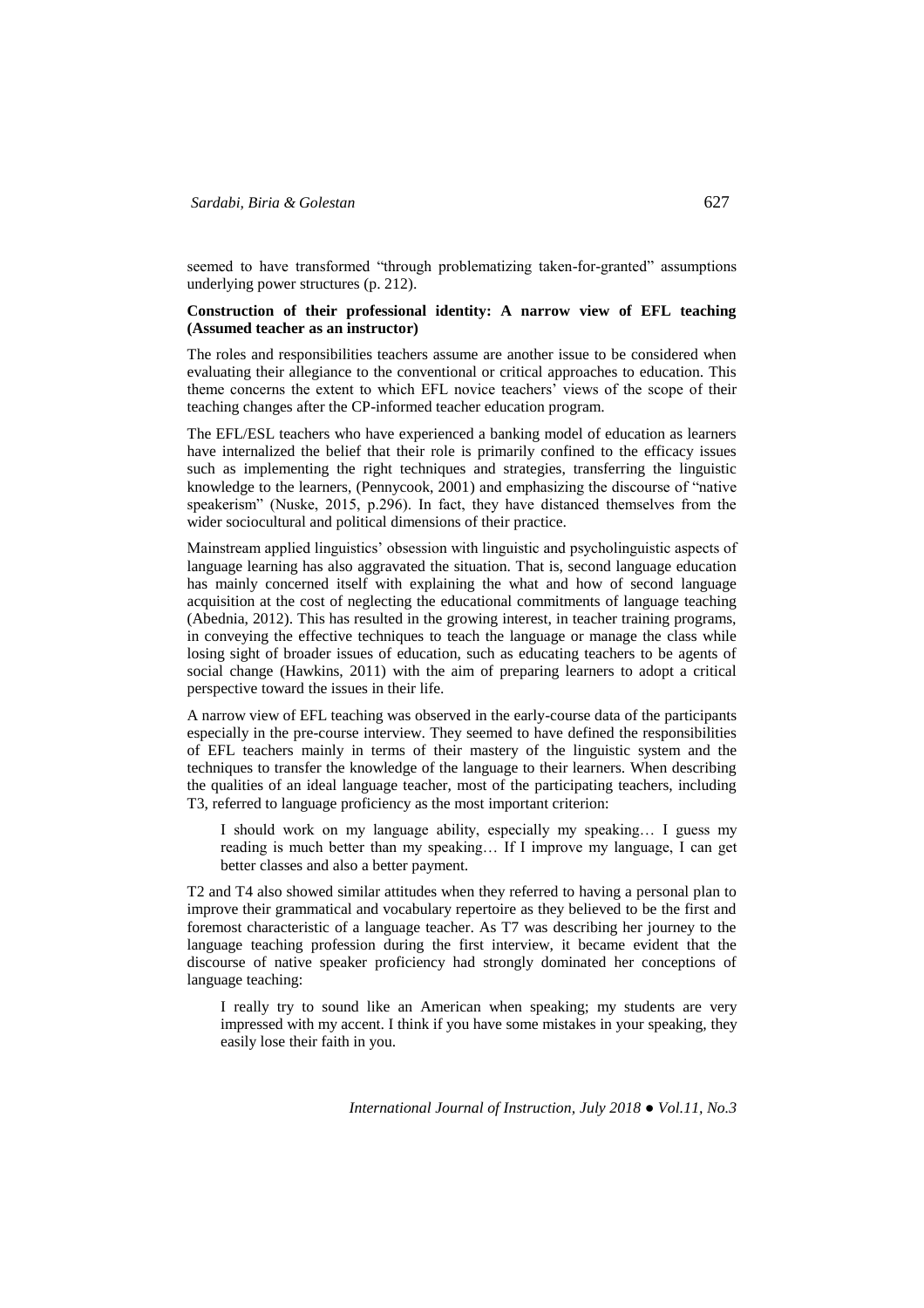seemed to have transformed "through problematizing taken-for-granted" assumptions underlying power structures (p. 212).

**Construction of their professional identity: A narrow view of EFL teaching (Assumed teacher as an instructor)**

The roles and responsibilities teachers assume are another issue to be considered when evaluating their allegiance to the conventional or critical approaches to education. This theme concerns the extent to which EFL novice teachers' views of the scope of their teaching changes after the CP-informed teacher education program.

The EFL/ESL teachers who have experienced a banking model of education as learners have internalized the belief that their role is primarily confined to the efficacy issues such as implementing the right techniques and strategies, transferring the linguistic knowledge to the learners, (Pennycook, 2001) and emphasizing the discourse of "native speakerism" (Nuske, 2015, p.296). In fact, they have distanced themselves from the wider sociocultural and political dimensions of their practice.

Mainstream applied linguistics' obsession with linguistic and psycholinguistic aspects of language learning has also aggravated the situation. That is, second language education has mainly concerned itself with explaining the what and how of second language acquisition at the cost of neglecting the educational commitments of language teaching (Abednia, 2012). This has resulted in the growing interest, in teacher training programs, in conveying the effective techniques to teach the language or manage the class while losing sight of broader issues of education, such as educating teachers to be agents of social change (Hawkins, 2011) with the aim of preparing learners to adopt a critical perspective toward the issues in their life.

A narrow view of EFL teaching was observed in the early-course data of the participants especially in the pre-course interview. They seemed to have defined the responsibilities of EFL teachers mainly in terms of their mastery of the linguistic system and the techniques to transfer the knowledge of the language to their learners. When describing the qualities of an ideal language teacher, most of the participating teachers, including T3, referred to language proficiency as the most important criterion:

> I should work on my language ability, especially my speaking… I guess my reading is much better than my speaking… If I improve my language, I can get better classes and also a better payment.

T2 and T4 also showed similar attitudes when they referred to having a personal plan to improve their grammatical and vocabulary repertoire as they believed to be the first and foremost characteristic of a language teacher. As T7 was describing her journey to the language teaching profession during the first interview, it became evident that the discourse of native speaker proficiency had strongly dominated her conceptions of language teaching:

> I really try to sound like an American when speaking; my students are very impressed with my accent. I think if you have some mistakes in your speaking, they easily lose their faith in you.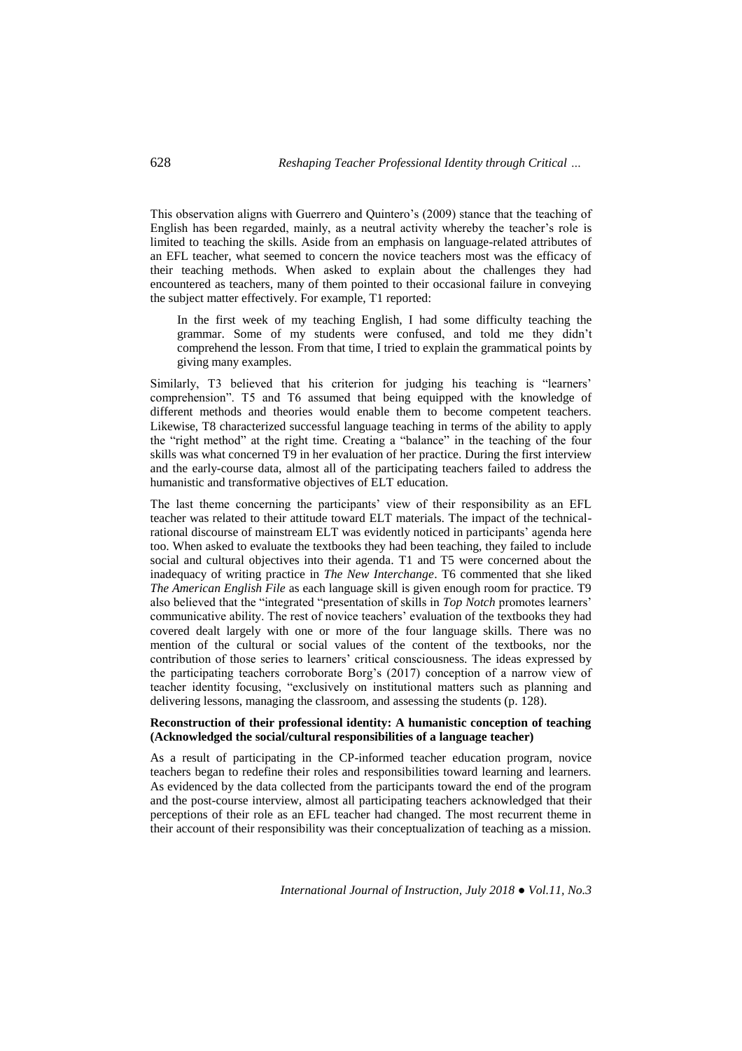This observation aligns with Guerrero and Quintero's (2009) stance that the teaching of English has been regarded, mainly, as a neutral activity whereby the teacher's role is limited to teaching the skills. Aside from an emphasis on language-related attributes of an EFL teacher, what seemed to concern the novice teachers most was the efficacy of their teaching methods. When asked to explain about the challenges they had encountered as teachers, many of them pointed to their occasional failure in conveying the subject matter effectively. For example, T1 reported:

> In the first week of my teaching English, I had some difficulty teaching the grammar. Some of my students were confused, and told me they didn't comprehend the lesson. From that time, I tried to explain the grammatical points by giving many examples.

Similarly, T3 believed that his criterion for judging his teaching is "learners' comprehension". T5 and T6 assumed that being equipped with the knowledge of different methods and theories would enable them to become competent teachers. Likewise, T8 characterized successful language teaching in terms of the ability to apply the "right method" at the right time. Creating a "balance" in the teaching of the four skills was what concerned T9 in her evaluation of her practice. During the first interview and the early-course data, almost all of the participating teachers failed to address the humanistic and transformative objectives of ELT education.

The last theme concerning the participants' view of their responsibility as an EFL teacher was related to their attitude toward ELT materials. The impact of the technical-rational discourse of mainstream ELT was evidently noticed in participants' agenda here too. When asked to evaluate the textbooks they had been teaching, they failed to include social and cultural objectives into their agenda. T1 and T5 were concerned about the inadequacy of writing practice in *The New Interchange*. T6 commented that she liked *The American English File* as each language skill is given enough room for practice. T9 also believed that the "integrated "presentation of skills in *Top Notch* promotes learners' communicative ability. The rest of novice teachers' evaluation of the textbooks they had covered dealt largely with one or more of the four language skills. There was no mention of the cultural or social values of the content of the textbooks, nor the contribution of those series to learners' critical consciousness. The ideas expressed by the participating teachers corroborate Borg's (2017) conception of a narrow view of teacher identity focusing, "exclusively on institutional matters such as planning and delivering lessons, managing the classroom, and assessing the students (p. 128).

**Reconstruction of their professional identity: A humanistic conception of teaching (Acknowledged the social/cultural responsibilities of a language teacher)**

As a result of participating in the CP-informed teacher education program, novice teachers began to redefine their roles and responsibilities toward learning and learners. As evidenced by the data collected from the participants toward the end of the program and the post-course interview, almost all participating teachers acknowledged that their perceptions of their role as an EFL teacher had changed. The most recurrent theme in their account of their responsibility was their conceptualization of teaching as a mission.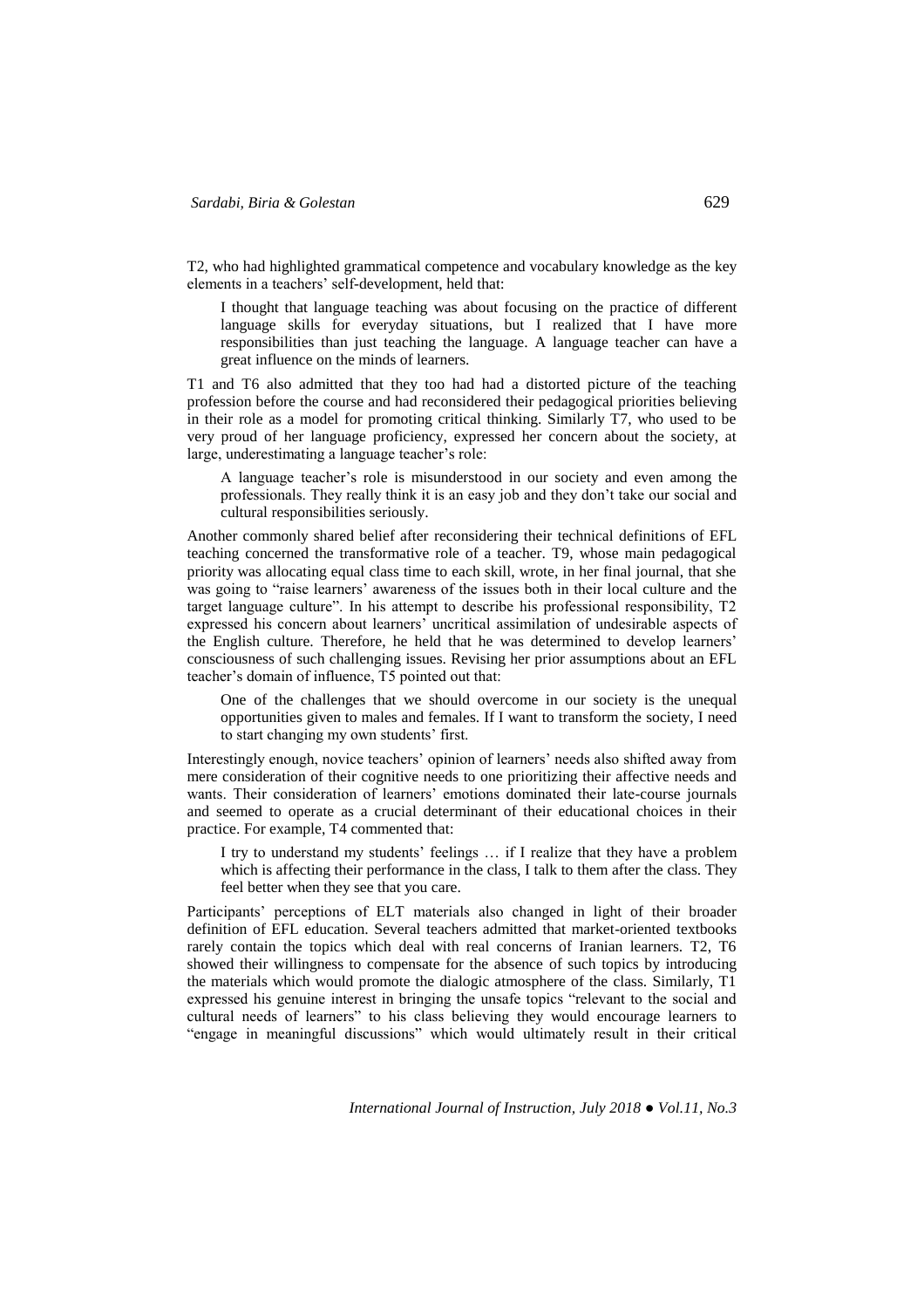T2, who had highlighted grammatical competence and vocabulary knowledge as the key elements in a teachers' self-development, held that:

> I thought that language teaching was about focusing on the practice of different language skills for everyday situations, but I realized that I have more responsibilities than just teaching the language. A language teacher can have a great influence on the minds of learners.

T1 and T6 also admitted that they too had had a distorted picture of the teaching profession before the course and had reconsidered their pedagogical priorities believing in their role as a model for promoting critical thinking. Similarly T7, who used to be very proud of her language proficiency, expressed her concern about the society, at large, underestimating a language teacher's role:

> A language teacher's role is misunderstood in our society and even among the professionals. They really think it is an easy job and they don't take our social and cultural responsibilities seriously.

Another commonly shared belief after reconsidering their technical definitions of EFL teaching concerned the transformative role of a teacher. T9, whose main pedagogical priority was allocating equal class time to each skill, wrote, in her final journal, that she was going to "raise learners' awareness of the issues both in their local culture and the target language culture". In his attempt to describe his professional responsibility, T2 expressed his concern about learners' uncritical assimilation of undesirable aspects of the English culture. Therefore, he held that he was determined to develop learners' consciousness of such challenging issues. Revising her prior assumptions about an EFL teacher's domain of influence, T5 pointed out that:

> One of the challenges that we should overcome in our society is the unequal opportunities given to males and females. If I want to transform the society, I need to start changing my own students' first.

Interestingly enough, novice teachers' opinion of learners' needs also shifted away from mere consideration of their cognitive needs to one prioritizing their affective needs and wants. Their consideration of learners' emotions dominated their late-course journals and seemed to operate as a crucial determinant of their educational choices in their practice. For example, T4 commented that:

> I try to understand my students' feelings … if I realize that they have a problem which is affecting their performance in the class, I talk to them after the class. They feel better when they see that you care.

Participants' perceptions of ELT materials also changed in light of their broader definition of EFL education. Several teachers admitted that market-oriented textbooks rarely contain the topics which deal with real concerns of Iranian learners. T2, T6 showed their willingness to compensate for the absence of such topics by introducing the materials which would promote the dialogic atmosphere of the class. Similarly, T1 expressed his genuine interest in bringing the unsafe topics "relevant to the social and cultural needs of learners" to his class believing they would encourage learners to "engage in meaningful discussions" which would ultimately result in their critical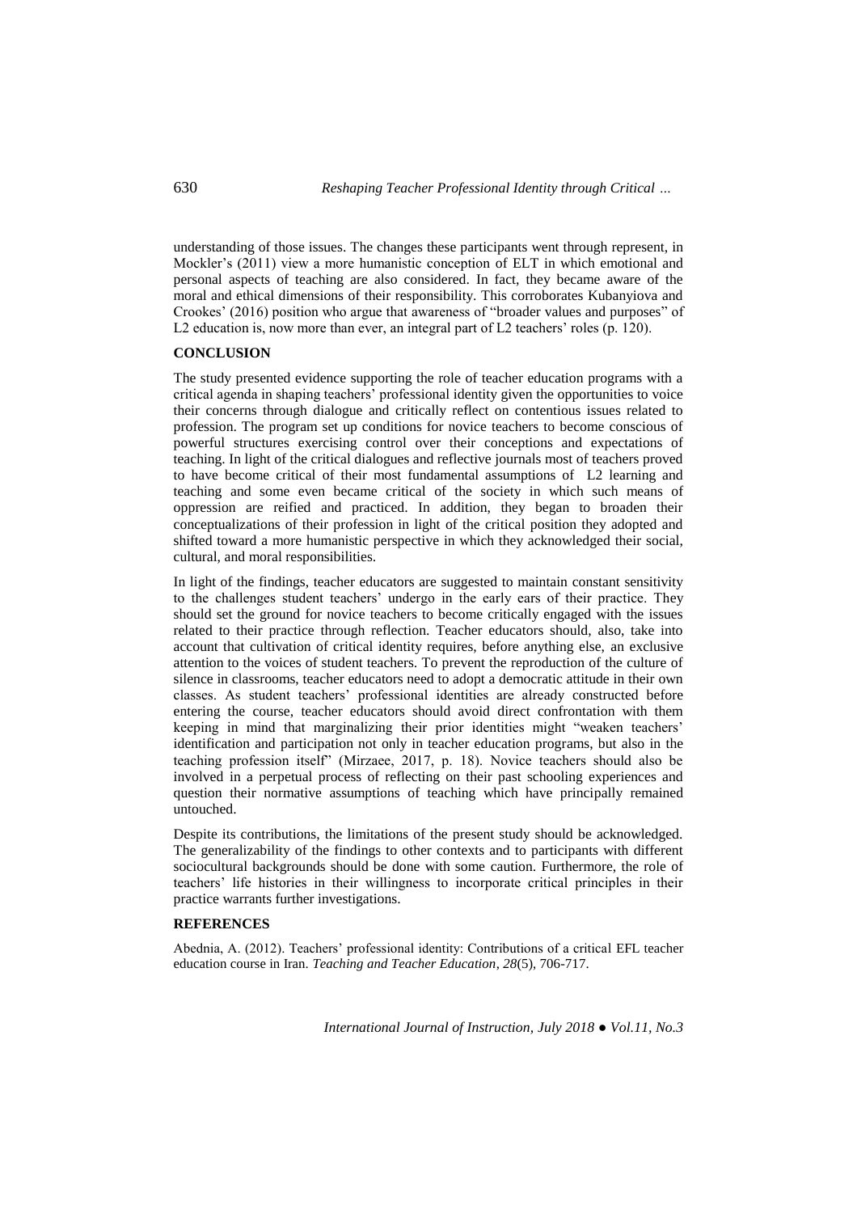understanding of those issues. The changes these participants went through represent, in Mockler's (2011) view a more humanistic conception of ELT in which emotional and personal aspects of teaching are also considered. In fact, they became aware of the moral and ethical dimensions of their responsibility. This corroborates Kubanyiova and Crookes' (2016) position who argue that awareness of "broader values and purposes" of L2 education is, now more than ever, an integral part of L2 teachers' roles (p. 120).

## CONCLUSION

The study presented evidence supporting the role of teacher education programs with a critical agenda in shaping teachers' professional identity given the opportunities to voice their concerns through dialogue and critically reflect on contentious issues related to profession. The program set up conditions for novice teachers to become conscious of powerful structures exercising control over their conceptions and expectations of teaching. In light of the critical dialogues and reflective journals most of teachers proved to have become critical of their most fundamental assumptions of L2 learning and teaching and some even became critical of the society in which such means of oppression are reified and practiced. In addition, they began to broaden their conceptualizations of their profession in light of the critical position they adopted and shifted toward a more humanistic perspective in which they acknowledged their social, cultural, and moral responsibilities.

In light of the findings, teacher educators are suggested to maintain constant sensitivity to the challenges student teachers' undergo in the early ears of their practice. They should set the ground for novice teachers to become critically engaged with the issues related to their practice through reflection. Teacher educators should, also, take into account that cultivation of critical identity requires, before anything else, an exclusive attention to the voices of student teachers. To prevent the reproduction of the culture of silence in classrooms, teacher educators need to adopt a democratic attitude in their own classes. As student teachers' professional identities are already constructed before entering the course, teacher educators should avoid direct confrontation with them keeping in mind that marginalizing their prior identities might "weaken teachers' identification and participation not only in teacher education programs, but also in the teaching profession itself" (Mirzaee, 2017, p. 18). Novice teachers should also be involved in a perpetual process of reflecting on their past schooling experiences and question their normative assumptions of teaching which have principally remained untouched.

Despite its contributions, the limitations of the present study should be acknowledged. The generalizability of the findings to other contexts and to participants with different sociocultural backgrounds should be done with some caution. Furthermore, the role of teachers' life histories in their willingness to incorporate critical principles in their practice warrants further investigations.

## REFERENCES

Abednia, A. (2012). Teachers' professional identity: Contributions of a critical EFL teacher education course in Iran. *Teaching and Teacher Education, 28*(5), 706-717.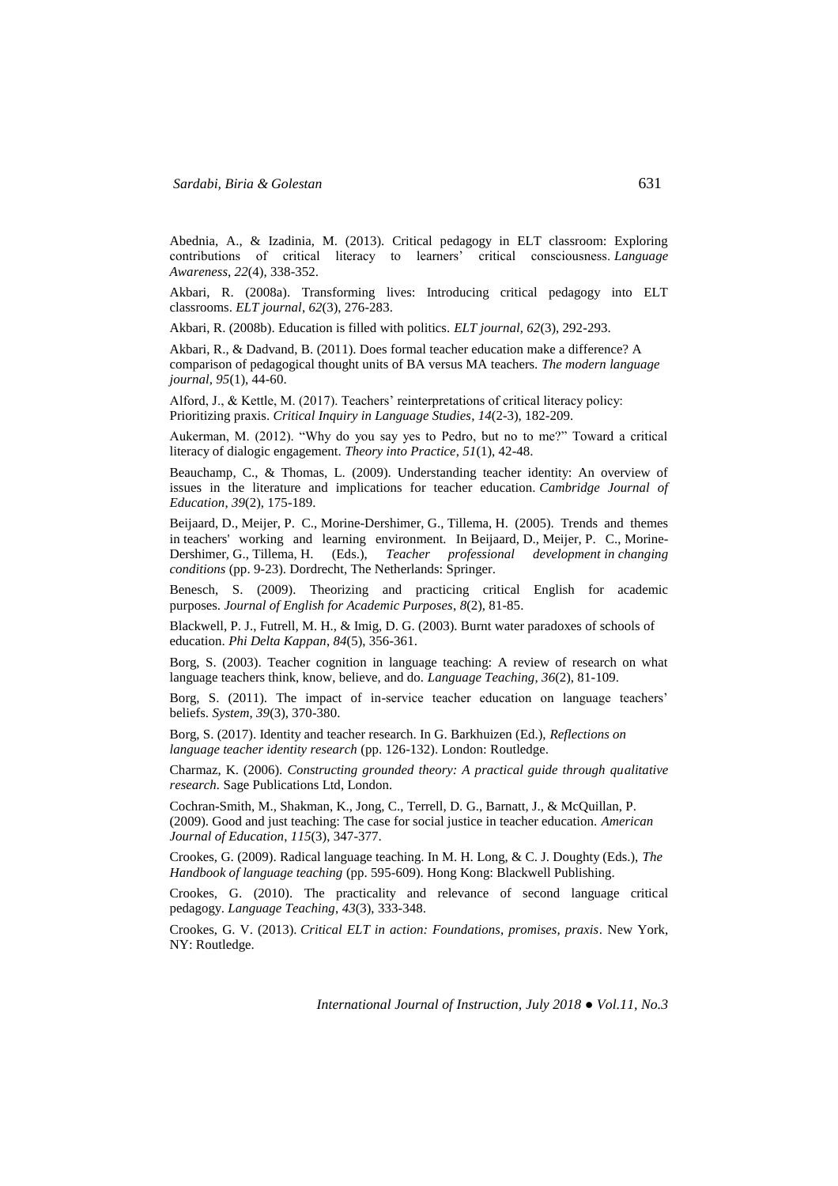Abednia, A., & Izadinia, M. (2013). Critical pedagogy in ELT classroom: Exploring contributions of critical literacy to learners' critical consciousness. *Language Awareness*, *22*(4), 338-352.

Akbari, R. (2008a). Transforming lives: Introducing critical pedagogy into ELT classrooms. *ELT journal*, *62*(3), 276-283.

Akbari, R. (2008b). Education is filled with politics. *ELT journal*, *62*(3), 292-293.

Akbari, R., & Dadvand, B. (2011). Does formal teacher education make a difference? A comparison of pedagogical thought units of BA versus MA teachers. *The modern language journal*, *95*(1), 44-60.

Alford, J., & Kettle, M. (2017). Teachers' reinterpretations of critical literacy policy: Prioritizing praxis. *Critical Inquiry in Language Studies*, *14*(2-3), 182-209.

Aukerman, M. (2012). "Why do you say yes to Pedro, but no to me?" Toward a critical literacy of dialogic engagement. *Theory into Practice*, *51*(1), 42-48.

Beauchamp, C., & Thomas, L. (2009). Understanding teacher identity: An overview of issues in the literature and implications for teacher education. *Cambridge Journal of Education*, *39*(2), 175-189.

Beijaard, D., Meijer, P. C., Morine-Dershimer, G., Tillema, H. (2005). Trends and themes in teachers' working and learning environment. In Beijaard, D., Meijer, P. C., Morine-Dershimer, G., Tillema, H. (Eds.), *Teacher professional development in changing conditions* (pp. 9-23). Dordrecht, The Netherlands: Springer.

Benesch, S. (2009). Theorizing and practicing critical English for academic purposes. *Journal of English for Academic Purposes*, *8*(2), 81-85.

Blackwell, P. J., Futrell, M. H., & Imig, D. G. (2003). Burnt water paradoxes of schools of education. *Phi Delta Kappan*, *84*(5), 356-361.

Borg, S. (2003). Teacher cognition in language teaching: A review of research on what language teachers think, know, believe, and do. *Language Teaching*, *36*(2), 81-109.

Borg, S. (2011). The impact of in-service teacher education on language teachers' beliefs. *System*, *39*(3), 370-380.

Borg, S. (2017). Identity and teacher research. In G. Barkhuizen (Ed.), *Reflections on language teacher identity research* (pp. 126-132). London: Routledge.

Charmaz, K. (2006). *Constructing grounded theory: A practical guide through qualitative research*. Sage Publications Ltd, London.

Cochran-Smith, M., Shakman, K., Jong, C., Terrell, D. G., Barnatt, J., & McQuillan, P. (2009). Good and just teaching: The case for social justice in teacher education. *American Journal of Education*, *115*(3), 347-377.

Crookes, G. (2009). Radical language teaching. In M. H. Long, & C. J. Doughty (Eds.), *The Handbook of language teaching* (pp. 595-609). Hong Kong: Blackwell Publishing.

Crookes, G. (2010). The practicality and relevance of second language critical pedagogy. *Language Teaching*, *43*(3), 333-348.

Crookes, G. V. (2013). *Critical ELT in action: Foundations, promises, praxis*. New York, NY: Routledge.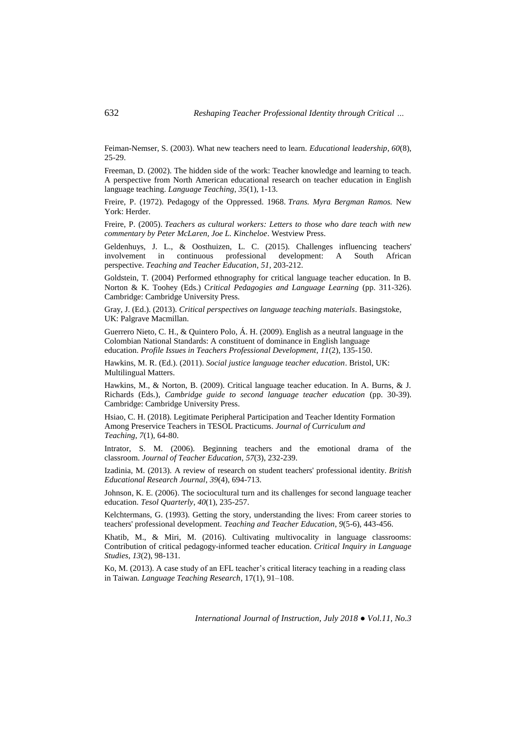Feiman-Nemser, S. (2003). What new teachers need to learn. *Educational leadership*, *60*(8), 25-29.

Freeman, D. (2002). The hidden side of the work: Teacher knowledge and learning to teach. A perspective from North American educational research on teacher education in English language teaching. *Language Teaching*, *35*(1), 1-13.

Freire, P. (1972). Pedagogy of the Oppressed. 1968. *Trans. Myra Bergman Ramos.* New York: Herder.

Freire, P. (2005). *Teachers as cultural workers: Letters to those who dare teach with new commentary by Peter McLaren, Joe L. Kincheloe*. Westview Press.

Geldenhuys, J. L., & Oosthuizen, L. C. (2015). Challenges influencing teachers' involvement in continuous professional development: A South African perspective. *Teaching and Teacher Education*, *51*, 203-212.

Goldstein, T. (2004) Performed ethnography for critical language teacher education. In B. Norton & K. Toohey (Eds.) C*ritical Pedagogies and Language Learning* (pp. 311-326). Cambridge: Cambridge University Press.

Gray, J. (Ed.). (2013). *Critical perspectives on language teaching materials*. Basingstoke, UK: Palgrave Macmillan.

Guerrero Nieto, C. H., & Quintero Polo, Á. H. (2009). English as a neutral language in the Colombian National Standards: A constituent of dominance in English language education. *Profile Issues in Teachers Professional Development, 11*(2), 135-150.

Hawkins, M. R. (Ed.). (2011). *Social justice language teacher education*. Bristol, UK: Multilingual Matters.

Hawkins, M., & Norton, B. (2009). Critical language teacher education. In A. Burns, & J. Richards (Eds.), *Cambridge guide to second language teacher education* (pp. 30-39). Cambridge: Cambridge University Press.

Hsiao, C. H. (2018). Legitimate Peripheral Participation and Teacher Identity Formation Among Preservice Teachers in TESOL Practicums. *Journal of Curriculum and Teaching*, *7*(1), 64-80.

Intrator, S. M. (2006). Beginning teachers and the emotional drama of the classroom. *Journal of Teacher Education*, *57*(3), 232-239.

Izadinia, M. (2013). A review of research on student teachers' professional identity. *British Educational Research Journal*, *39*(4), 694-713.

Johnson, K. E. (2006). The sociocultural turn and its challenges for second language teacher education. *Tesol Quarterly*, *40*(1), 235-257.

Kelchtermans, G. (1993). Getting the story, understanding the lives: From career stories to teachers' professional development. *Teaching and Teacher Education*, *9*(5-6), 443-456.

Khatib, M., & Miri, M. (2016). Cultivating multivocality in language classrooms: Contribution of critical pedagogy-informed teacher education. *Critical Inquiry in Language Studies*, *13*(2), 98-131.

Ko, M. (2013). A case study of an EFL teacher's critical literacy teaching in a reading class in Taiwan*. Language Teaching Research*, 17(1), 91–108.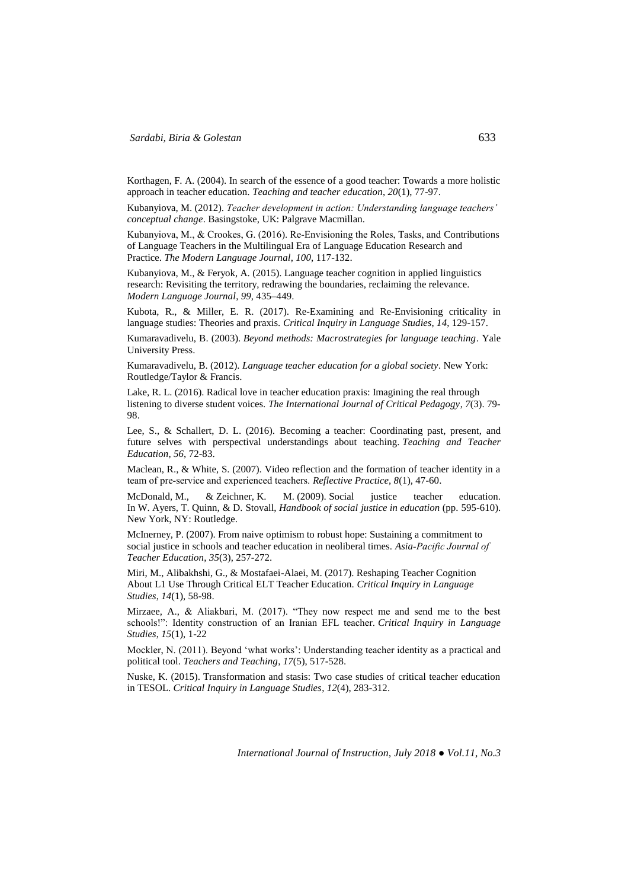Korthagen, F. A. (2004). In search of the essence of a good teacher: Towards a more holistic approach in teacher education. *Teaching and teacher education*, *20*(1), 77-97.

Kubanyiova, M. (2012). *Teacher development in action: Understanding language teachers' conceptual change*. Basingstoke, UK: Palgrave Macmillan.

Kubanyiova, M., & Crookes, G. (2016). Re-Envisioning the Roles, Tasks, and Contributions of Language Teachers in the Multilingual Era of Language Education Research and Practice. *The Modern Language Journal*, *100*, 117-132.

Kubanyiova, M., & Feryok, A. (2015). Language teacher cognition in applied linguistics research: Revisiting the territory, redrawing the boundaries, reclaiming the relevance. *Modern Language Journal*, *99*, 435–449.

Kubota, R., & Miller, E. R. (2017). Re-Examining and Re-Envisioning criticality in language studies: Theories and praxis. *Critical Inquiry in Language Studies*, *14*, 129-157.

Kumaravadivelu, B. (2003). *Beyond methods: Macrostrategies for language teaching*. Yale University Press.

Kumaravadivelu, B. (2012). *Language teacher education for a global society*. New York: Routledge/Taylor & Francis.

Lake, R. L. (2016). Radical love in teacher education praxis: Imagining the real through listening to diverse student voices. *The International Journal of Critical Pedagogy*, *7*(3). 79-98.

Lee, S., & Schallert, D. L. (2016). Becoming a teacher: Coordinating past, present, and future selves with perspectival understandings about teaching. *Teaching and Teacher Education*, *56*, 72-83.

Maclean, R., & White, S. (2007). Video reflection and the formation of teacher identity in a team of pre-service and experienced teachers. *Reflective Practice*, *8*(1), 47-60.

McDonald, M., & Zeichner, K. M. (2009). Social justice teacher education. In W. Ayers, T. Quinn, & D. Stovall, *Handbook of social justice in education* (pp. 595-610). New York, NY: Routledge.

McInerney, P. (2007). From naive optimism to robust hope: Sustaining a commitment to social justice in schools and teacher education in neoliberal times. *Asia-Pacific Journal of Teacher Education*, *35*(3), 257-272.

Miri, M., Alibakhshi, G., & Mostafaei-Alaei, M. (2017). Reshaping Teacher Cognition About L1 Use Through Critical ELT Teacher Education. *Critical Inquiry in Language Studies*, *14*(1), 58-98.

Mirzaee, A., & Aliakbari, M. (2017). "They now respect me and send me to the best schools!": Identity construction of an Iranian EFL teacher. *Critical Inquiry in Language Studies*, *15*(1), 1-22

Mockler, N. (2011). Beyond 'what works': Understanding teacher identity as a practical and political tool. *Teachers and Teaching*, *17*(5), 517-528.

Nuske, K. (2015). Transformation and stasis: Two case studies of critical teacher education in TESOL. *Critical Inquiry in Language Studies*, *12*(4), 283-312.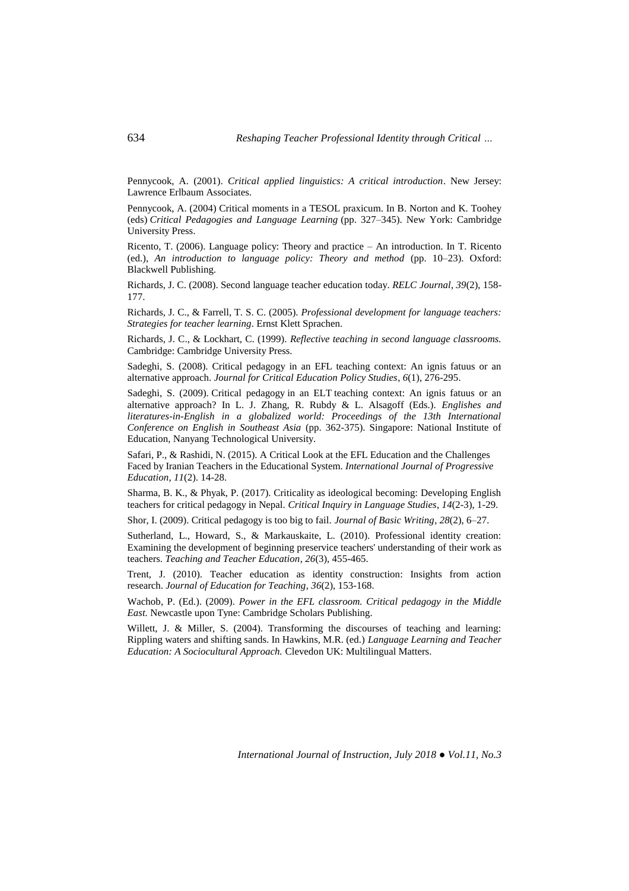Pennycook, A. (2001). *Critical applied linguistics: A critical introduction*. New Jersey: Lawrence Erlbaum Associates.

Pennycook, A. (2004) Critical moments in a TESOL praxicum. In B. Norton and K. Toohey (eds) *Critical Pedagogies and Language Learning* (pp. 327–345). New York: Cambridge University Press.

Ricento, T. (2006). Language policy: Theory and practice – An introduction. In T. Ricento (ed.), *An introduction to language policy: Theory and method* (pp. 10–23). Oxford: Blackwell Publishing.

Richards, J. C. (2008). Second language teacher education today. *RELC Journal*, *39*(2), 158-177.

Richards, J. C., & Farrell, T. S. C. (2005). *Professional development for language teachers: Strategies for teacher learning*. Ernst Klett Sprachen.

Richards, J. C., & Lockhart, C. (1999). *Reflective teaching in second language classrooms.* Cambridge: Cambridge University Press.

Sadeghi, S. (2008). Critical pedagogy in an EFL teaching context: An ignis fatuus or an alternative approach. *Journal for Critical Education Policy Studies*, *6*(1), 276-295.

Sadeghi, S. (2009). Critical pedagogy in an ELT teaching context: An ignis fatuus or an alternative approach? In L. J. Zhang, R. Rubdy & L. Alsagoff (Eds.). *Englishes and literatures-in-English in a globalized world: Proceedings of the 13th International Conference on English in Southeast Asia* (pp. 362-375). Singapore: National Institute of Education, Nanyang Technological University.

Safari, P., & Rashidi, N. (2015). A Critical Look at the EFL Education and the Challenges Faced by Iranian Teachers in the Educational System. *International Journal of Progressive Education*, *11*(2). 14-28.

Sharma, B. K., & Phyak, P. (2017). Criticality as ideological becoming: Developing English teachers for critical pedagogy in Nepal. *Critical Inquiry in Language Studies*, *14*(2-3), 1-29.

Shor, I. (2009). Critical pedagogy is too big to fail. *Journal of Basic Writing*, *28*(2), 6–27.

Sutherland, L., Howard, S., & Markauskaite, L. (2010). Professional identity creation: Examining the development of beginning preservice teachers' understanding of their work as teachers. *Teaching and Teacher Education*, *26*(3), 455-465.

Trent, J. (2010). Teacher education as identity construction: Insights from action research. *Journal of Education for Teaching*, *36*(2), 153-168.

Wachob, P. (Ed.). (2009). *Power in the EFL classroom. Critical pedagogy in the Middle East.* Newcastle upon Tyne: Cambridge Scholars Publishing.

Willett, J. & Miller, S. (2004). Transforming the discourses of teaching and learning: Rippling waters and shifting sands. In Hawkins, M.R. (ed.) *Language Learning and Teacher Education: A Sociocultural Approach.* Clevedon UK: Multilingual Matters.